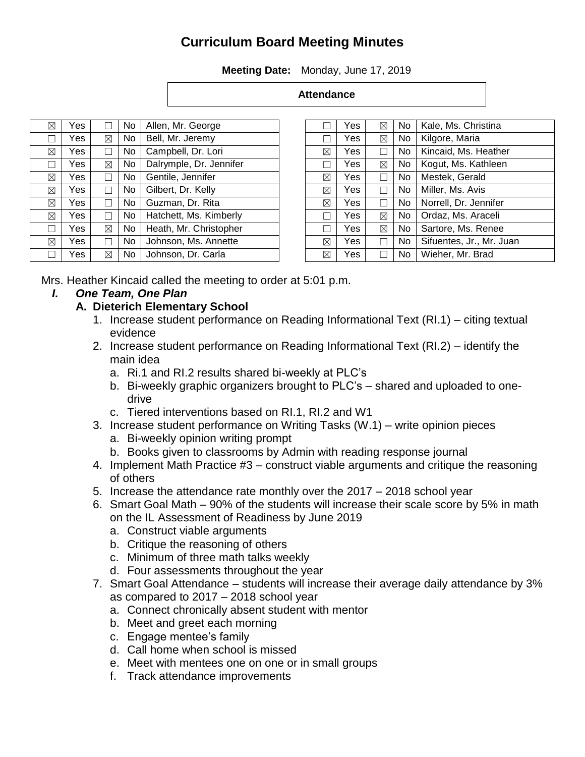# Curriculum Board Meeting Minutes

**Meeting Date:** Monday, June 17, 2019

**Attendance**

| ☒ | Yes | ☐ | No | Allen, Mr. George |
|---|---|---|---|---|
| ☐ | Yes | ☒ | No | Bell, Mr. Jeremy |
| ☒ | Yes | ☐ | No | Campbell, Dr. Lori |
| ☐ | Yes | ☒ | No | Dalrymple, Dr. Jennifer |
| ☒ | Yes | ☐ | No | Gentile, Jennifer |
| ☒ | Yes | ☐ | No | Gilbert, Dr. Kelly |
| ☒ | Yes | ☐ | No | Guzman, Dr. Rita |
| ☒ | Yes | ☐ | No | Hatchett, Ms. Kimberly |
| ☐ | Yes | ☒ | No | Heath, Mr. Christopher |
| ☒ | Yes | ☐ | No | Johnson, Ms. Annette |
| ☐ | Yes | ☒ | No | Johnson, Dr. Carla |

| ☐ | Yes | ☒ | No | Kale, Ms. Christina |
|---|---|---|---|---|
| ☐ | Yes | ☒ | No | Kilgore, Maria |
| ☒ | Yes | ☐ | No | Kincaid, Ms. Heather |
| ☐ | Yes | ☒ | No | Kogut, Ms. Kathleen |
| ☒ | Yes | ☐ | No | Mestek, Gerald |
| ☒ | Yes | ☐ | No | Miller, Ms. Avis |
| ☒ | Yes | ☐ | No | Norrell, Dr. Jennifer |
| ☐ | Yes | ☒ | No | Ordaz, Ms. Araceli |
| ☐ | Yes | ☒ | No | Sartore, Ms. Renee |
| ☒ | Yes | ☐ | No | Sifuentes, Jr., Mr. Juan |
| ☒ | Yes | ☐ | No | Wieher, Mr. Brad |

Mrs. Heather Kincaid called the meeting to order at 5:01 p.m.

*I.* ***One Team, One Plan***

**A. Dieterich Elementary School**

1. Increase student performance on Reading Informational Text (RI.1) – citing textual evidence
2. Increase student performance on Reading Informational Text (RI.2) – identify the main idea
   a. Ri.1 and RI.2 results shared bi-weekly at PLC's
   b. Bi-weekly graphic organizers brought to PLC's – shared and uploaded to one-drive
   c. Tiered interventions based on RI.1, RI.2 and W1
3. Increase student performance on Writing Tasks (W.1) – write opinion pieces
   a. Bi-weekly opinion writing prompt
   b. Books given to classrooms by Admin with reading response journal
4. Implement Math Practice #3 – construct viable arguments and critique the reasoning of others
5. Increase the attendance rate monthly over the 2017 – 2018 school year
6. Smart Goal Math – 90% of the students will increase their scale score by 5% in math on the IL Assessment of Readiness by June 2019
   a. Construct viable arguments
   b. Critique the reasoning of others
   c. Minimum of three math talks weekly
   d. Four assessments throughout the year
7. Smart Goal Attendance – students will increase their average daily attendance by 3% as compared to 2017 – 2018 school year
   a. Connect chronically absent student with mentor
   b. Meet and greet each morning
   c. Engage mentee's family
   d. Call home when school is missed
   e. Meet with mentees one on one or in small groups
   f. Track attendance improvements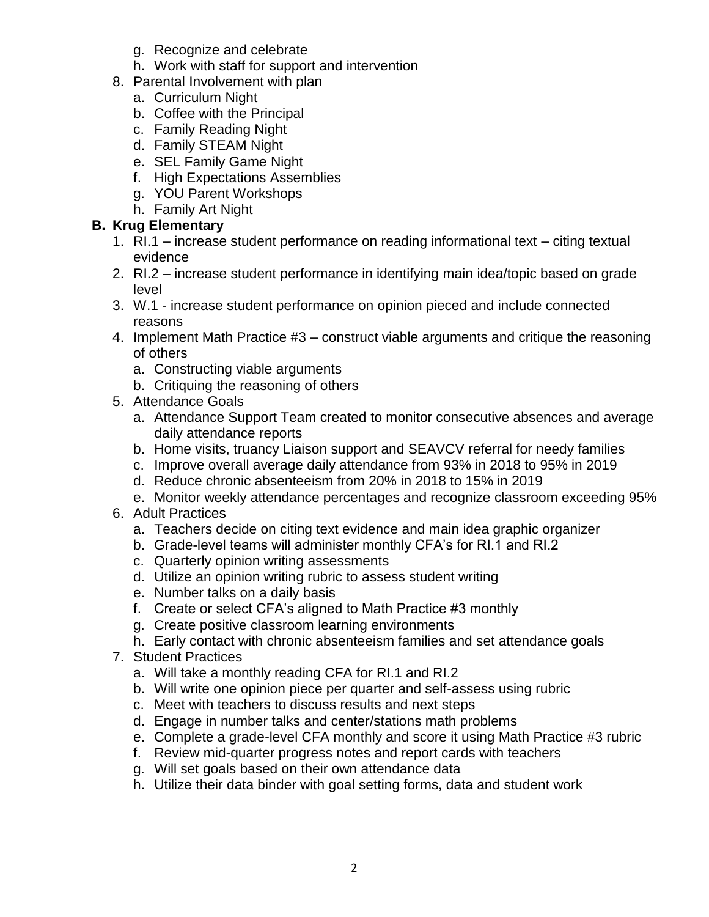g. Recognize and celebrate
   h. Work with staff for support and intervention
8. Parental Involvement with plan
   a. Curriculum Night
   b. Coffee with the Principal
   c. Family Reading Night
   d. Family STEAM Night
   e. SEL Family Game Night
   f. High Expectations Assemblies
   g. YOU Parent Workshops
   h. Family Art Night

**B. Krug Elementary**

1. RI.1 – increase student performance on reading informational text – citing textual evidence
2. RI.2 – increase student performance in identifying main idea/topic based on grade level
3. W.1 - increase student performance on opinion pieced and include connected reasons
4. Implement Math Practice #3 – construct viable arguments and critique the reasoning of others
   a. Constructing viable arguments
   b. Critiquing the reasoning of others
5. Attendance Goals
   a. Attendance Support Team created to monitor consecutive absences and average daily attendance reports
   b. Home visits, truancy Liaison support and SEAVCV referral for needy families
   c. Improve overall average daily attendance from 93% in 2018 to 95% in 2019
   d. Reduce chronic absenteeism from 20% in 2018 to 15% in 2019
   e. Monitor weekly attendance percentages and recognize classroom exceeding 95%
6. Adult Practices
   a. Teachers decide on citing text evidence and main idea graphic organizer
   b. Grade-level teams will administer monthly CFA's for RI.1 and RI.2
   c. Quarterly opinion writing assessments
   d. Utilize an opinion writing rubric to assess student writing
   e. Number talks on a daily basis
   f. Create or select CFA's aligned to Math Practice #3 monthly
   g. Create positive classroom learning environments
   h. Early contact with chronic absenteeism families and set attendance goals
7. Student Practices
   a. Will take a monthly reading CFA for RI.1 and RI.2
   b. Will write one opinion piece per quarter and self-assess using rubric
   c. Meet with teachers to discuss results and next steps
   d. Engage in number talks and center/stations math problems
   e. Complete a grade-level CFA monthly and score it using Math Practice #3 rubric
   f. Review mid-quarter progress notes and report cards with teachers
   g. Will set goals based on their own attendance data
   h. Utilize their data binder with goal setting forms, data and student work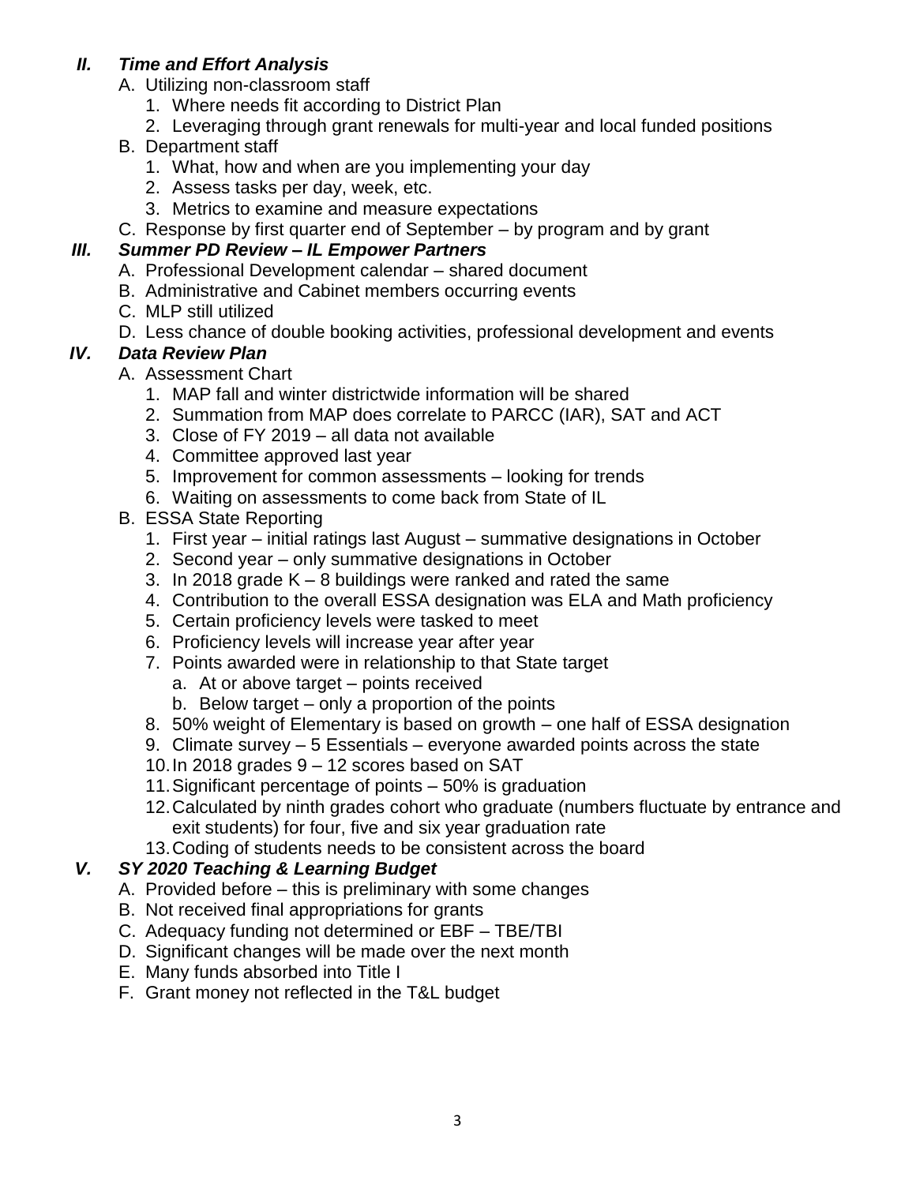## *II. Time and Effort Analysis*

A. Utilizing non-classroom staff
   1. Where needs fit according to District Plan
   2. Leveraging through grant renewals for multi-year and local funded positions

B. Department staff
   1. What, how and when are you implementing your day
   2. Assess tasks per day, week, etc.
   3. Metrics to examine and measure expectations

C. Response by first quarter end of September – by program and by grant

## *III. Summer PD Review – IL Empower Partners*

A. Professional Development calendar – shared document

B. Administrative and Cabinet members occurring events

C. MLP still utilized

D. Less chance of double booking activities, professional development and events

## *IV. Data Review Plan*

A. Assessment Chart
   1. MAP fall and winter districtwide information will be shared
   2. Summation from MAP does correlate to PARCC (IAR), SAT and ACT
   3. Close of FY 2019 – all data not available
   4. Committee approved last year
   5. Improvement for common assessments – looking for trends
   6. Waiting on assessments to come back from State of IL

B. ESSA State Reporting
   1. First year – initial ratings last August – summative designations in October
   2. Second year – only summative designations in October
   3. In 2018 grade K – 8 buildings were ranked and rated the same
   4. Contribution to the overall ESSA designation was ELA and Math proficiency
   5. Certain proficiency levels were tasked to meet
   6. Proficiency levels will increase year after year
   7. Points awarded were in relationship to that State target
      a. At or above target – points received
      b. Below target – only a proportion of the points
   8. 50% weight of Elementary is based on growth – one half of ESSA designation
   9. Climate survey – 5 Essentials – everyone awarded points across the state
   10. In 2018 grades 9 – 12 scores based on SAT
   11. Significant percentage of points – 50% is graduation
   12. Calculated by ninth grades cohort who graduate (numbers fluctuate by entrance and exit students) for four, five and six year graduation rate
   13. Coding of students needs to be consistent across the board

## *V. SY 2020 Teaching & Learning Budget*

A. Provided before – this is preliminary with some changes

B. Not received final appropriations for grants

C. Adequacy funding not determined or EBF – TBE/TBI

D. Significant changes will be made over the next month

E. Many funds absorbed into Title I

F. Grant money not reflected in the T&L budget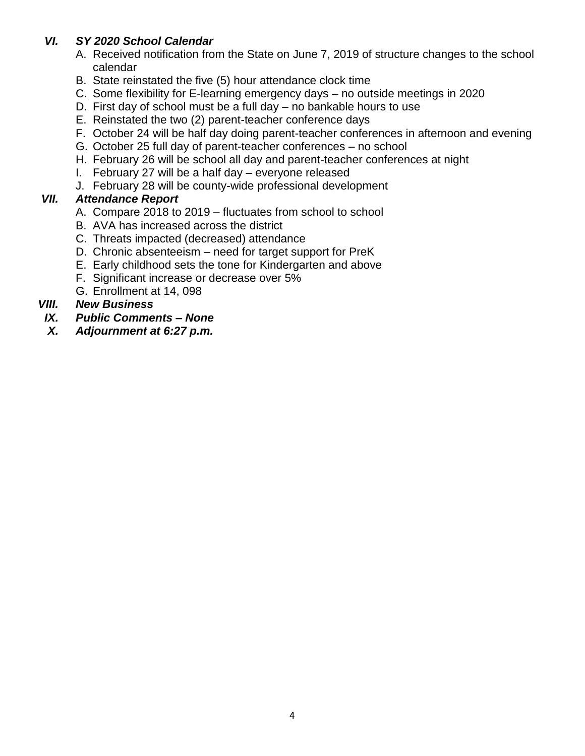VI. ***SY 2020 School Calendar***

A. Received notification from the State on June 7, 2019 of structure changes to the school calendar
B. State reinstated the five (5) hour attendance clock time
C. Some flexibility for E-learning emergency days – no outside meetings in 2020
D. First day of school must be a full day – no bankable hours to use
E. Reinstated the two (2) parent-teacher conference days
F. October 24 will be half day doing parent-teacher conferences in afternoon and evening
G. October 25 full day of parent-teacher conferences – no school
H. February 26 will be school all day and parent-teacher conferences at night
I. February 27 will be a half day – everyone released
J. February 28 will be county-wide professional development

VII. ***Attendance Report***

A. Compare 2018 to 2019 – fluctuates from school to school
B. AVA has increased across the district
C. Threats impacted (decreased) attendance
D. Chronic absenteeism – need for target support for PreK
E. Early childhood sets the tone for Kindergarten and above
F. Significant increase or decrease over 5%
G. Enrollment at 14, 098

VIII. ***New Business***

IX. ***Public Comments – None***

X. ***Adjournment at 6:27 p.m.***